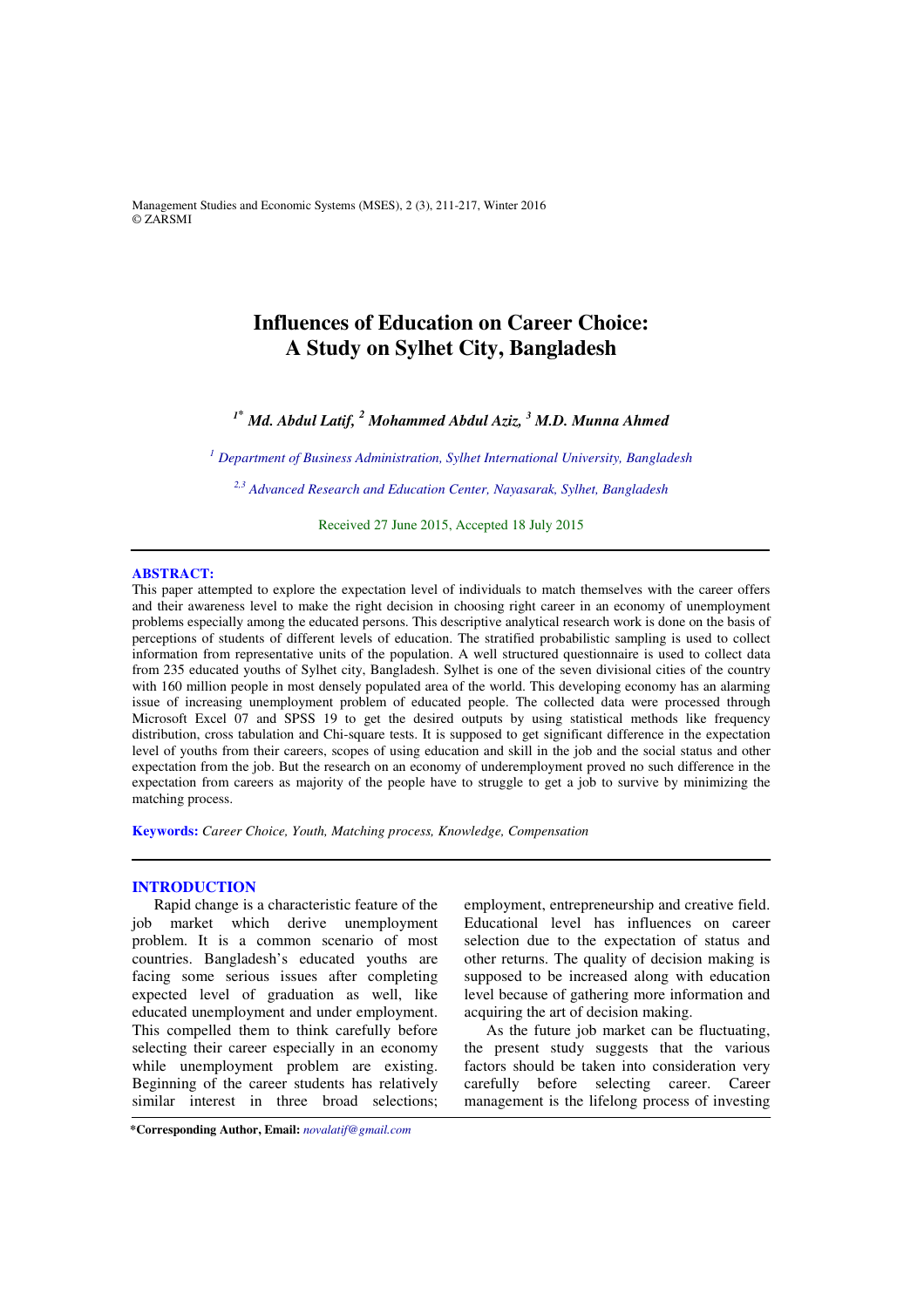# Influences of Education on Career Choice: A Study on Sylhet City, Bangladesh

***[1*] Md. Abdul Latif, [2] Mohammed Abdul Aziz, [3] M.D. Munna Ahmed***

*[1] Department of Business Administration, Sylhet International University, Bangladesh*

*[2,3] Advanced Research and Education Center, Nayasarak, Sylhet, Bangladesh*

Received 27 June 2015, Accepted 18 July 2015

## ABSTRACT:

This paper attempted to explore the expectation level of individuals to match themselves with the career offers and their awareness level to make the right decision in choosing right career in an economy of unemployment problems especially among the educated persons. This descriptive analytical research work is done on the basis of perceptions of students of different levels of education. The stratified probabilistic sampling is used to collect information from representative units of the population. A well structured questionnaire is used to collect data from 235 educated youths of Sylhet city, Bangladesh. Sylhet is one of the seven divisional cities of the country with 160 million people in most densely populated area of the world. This developing economy has an alarming issue of increasing unemployment problem of educated people. The collected data were processed through Microsoft Excel 07 and SPSS 19 to get the desired outputs by using statistical methods like frequency distribution, cross tabulation and Chi-square tests. It is supposed to get significant difference in the expectation level of youths from their careers, scopes of using education and skill in the job and the social status and other expectation from the job. But the research on an economy of underemployment proved no such difference in the expectation from careers as majority of the people have to struggle to get a job to survive by minimizing the matching process.

**Keywords:** *Career Choice, Youth, Matching process, Knowledge, Compensation*

## INTRODUCTION

Rapid change is a characteristic feature of the job market which derive unemployment problem. It is a common scenario of most countries. Bangladesh's educated youths are facing some serious issues after completing expected level of graduation as well, like educated unemployment and under employment. This compelled them to think carefully before selecting their career especially in an economy while unemployment problem are existing. Beginning of the career students has relatively similar interest in three broad selections; employment, entrepreneurship and creative field. Educational level has influences on career selection due to the expectation of status and other returns. The quality of decision making is supposed to be increased along with education level because of gathering more information and acquiring the art of decision making.

As the future job market can be fluctuating, the present study suggests that the various factors should be taken into consideration very carefully before selecting career. Career management is the lifelong process of investing

**\*Corresponding Author, Email:** *novalatif@gmail.com*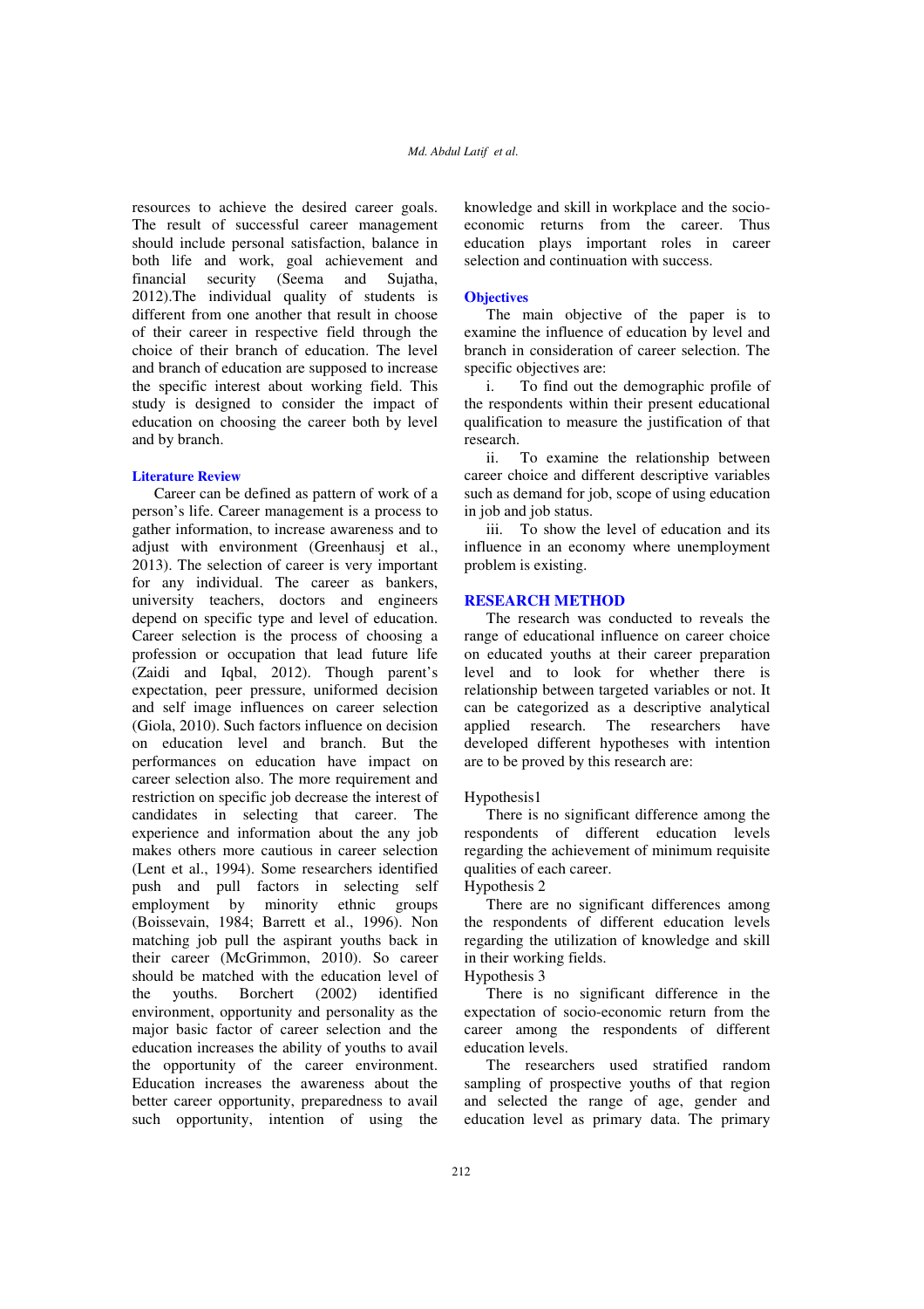resources to achieve the desired career goals. The result of successful career management should include personal satisfaction, balance in both life and work, goal achievement and financial security (Seema and Sujatha, 2012).The individual quality of students is different from one another that result in choose of their career in respective field through the choice of their branch of education. The level and branch of education are supposed to increase the specific interest about working field. This study is designed to consider the impact of education on choosing the career both by level and by branch.

## Literature Review

Career can be defined as pattern of work of a person's life. Career management is a process to gather information, to increase awareness and to adjust with environment (Greenhausj et al., 2013). The selection of career is very important for any individual. The career as bankers, university teachers, doctors and engineers depend on specific type and level of education. Career selection is the process of choosing a profession or occupation that lead future life (Zaidi and Iqbal, 2012). Though parent's expectation, peer pressure, uniformed decision and self image influences on career selection (Giola, 2010). Such factors influence on decision on education level and branch. But the performances on education have impact on career selection also. The more requirement and restriction on specific job decrease the interest of candidates in selecting that career. The experience and information about the any job makes others more cautious in career selection (Lent et al., 1994). Some researchers identified push and pull factors in selecting self employment by minority ethnic groups (Boissevain, 1984; Barrett et al., 1996). Non matching job pull the aspirant youths back in their career (McGrimmon, 2010). So career should be matched with the education level of the youths. Borchert (2002) identified environment, opportunity and personality as the major basic factor of career selection and the education increases the ability of youths to avail the opportunity of the career environment. Education increases the awareness about the better career opportunity, preparedness to avail such opportunity, intention of using the knowledge and skill in workplace and the socio-economic returns from the career. Thus education plays important roles in career selection and continuation with success.

## Objectives

The main objective of the paper is to examine the influence of education by level and branch in consideration of career selection. The specific objectives are:

i. To find out the demographic profile of the respondents within their present educational qualification to measure the justification of that research.

ii. To examine the relationship between career choice and different descriptive variables such as demand for job, scope of using education in job and job status.

iii. To show the level of education and its influence in an economy where unemployment problem is existing.

## RESEARCH METHOD

The research was conducted to reveals the range of educational influence on career choice on educated youths at their career preparation level and to look for whether there is relationship between targeted variables or not. It can be categorized as a descriptive analytical applied research. The researchers have developed different hypotheses with intention are to be proved by this research are:

Hypothesis1

There is no significant difference among the respondents of different education levels regarding the achievement of minimum requisite qualities of each career.

Hypothesis 2

There are no significant differences among the respondents of different education levels regarding the utilization of knowledge and skill in their working fields.

Hypothesis 3

There is no significant difference in the expectation of socio-economic return from the career among the respondents of different education levels.

The researchers used stratified random sampling of prospective youths of that region and selected the range of age, gender and education level as primary data. The primary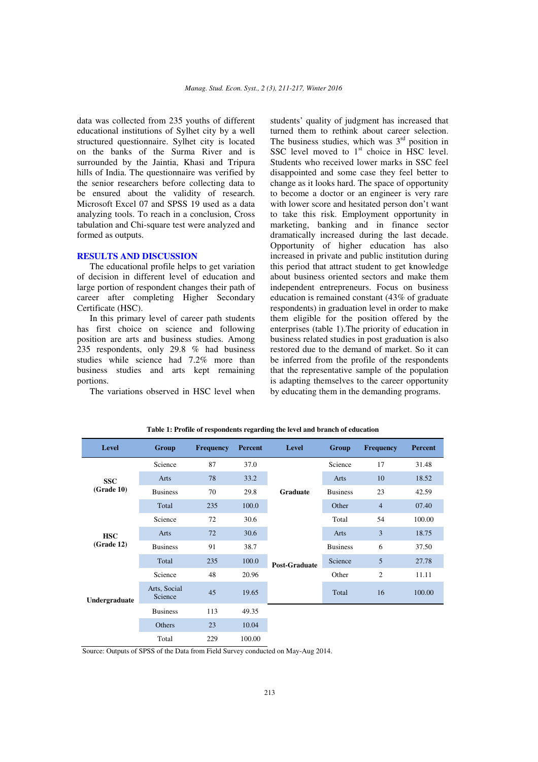data was collected from 235 youths of different educational institutions of Sylhet city by a well structured questionnaire. Sylhet city is located on the banks of the Surma River and is surrounded by the Jaintia, Khasi and Tripura hills of India. The questionnaire was verified by the senior researchers before collecting data to be ensured about the validity of research. Microsoft Excel 07 and SPSS 19 used as a data analyzing tools. To reach in a conclusion, Cross tabulation and Chi-square test were analyzed and formed as outputs.

## RESULTS AND DISCUSSION

The educational profile helps to get variation of decision in different level of education and large portion of respondent changes their path of career after completing Higher Secondary Certificate (HSC).

In this primary level of career path students has first choice on science and following position are arts and business studies. Among 235 respondents, only 29.8 % had business studies while science had 7.2% more than business studies and arts kept remaining portions.

The variations observed in HSC level when students' quality of judgment has increased that turned them to rethink about career selection. The business studies, which was 3rd position in SSC level moved to 1st choice in HSC level. Students who received lower marks in SSC feel disappointed and some case they feel better to change as it looks hard. The space of opportunity to become a doctor or an engineer is very rare with lower score and hesitated person don't want to take this risk. Employment opportunity in marketing, banking and in finance sector dramatically increased during the last decade. Opportunity of higher education has also increased in private and public institution during this period that attract student to get knowledge about business oriented sectors and make them independent entrepreneurs. Focus on business education is remained constant (43% of graduate respondents) in graduation level in order to make them eligible for the position offered by the enterprises (table 1).The priority of education in business related studies in post graduation is also restored due to the demand of market. So it can be inferred from the profile of the respondents that the representative sample of the population is adapting themselves to the career opportunity by educating them in the demanding programs.

**Table 1: Profile of respondents regarding the level and branch of education**

| Level | Group | Frequency | Percent | Level | Group | Frequency | Percent |
|---|---|---|---|---|---|---|---|
| SSC (Grade 10) | Science | 87 | 37.0 | Graduate | Science | 17 | 31.48 |
| | Arts | 78 | 33.2 | | Arts | 10 | 18.52 |
| | Business | 70 | 29.8 | | Business | 23 | 42.59 |
| | Total | 235 | 100.0 | | Other | 4 | 07.40 |
| HSC (Grade 12) | Science | 72 | 30.6 | | Total | 54 | 100.00 |
| | Arts | 72 | 30.6 | Post-Graduate | Arts | 3 | 18.75 |
| | Business | 91 | 38.7 | | Business | 6 | 37.50 |
| | Total | 235 | 100.0 | | Science | 5 | 27.78 |
| Undergraduate | Science | 48 | 20.96 | | Other | 2 | 11.11 |
| | Arts, Social Science | 45 | 19.65 | | Total | 16 | 100.00 |
| | Business | 113 | 49.35 | | | | |
| | Others | 23 | 10.04 | | | | |
| | Total | 229 | 100.00 | | | | |

Source: Outputs of SPSS of the Data from Field Survey conducted on May-Aug 2014.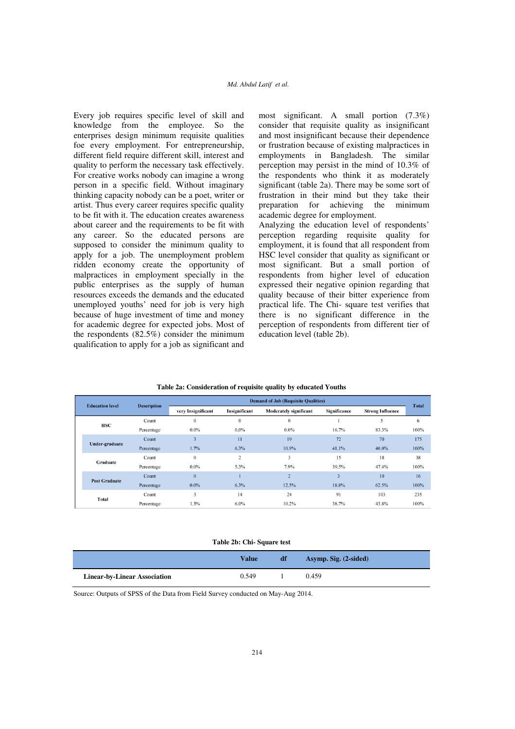Every job requires specific level of skill and knowledge from the employee. So the enterprises design minimum requisite qualities foe every employment. For entrepreneurship, different field require different skill, interest and quality to perform the necessary task effectively. For creative works nobody can imagine a wrong person in a specific field. Without imaginary thinking capacity nobody can be a poet, writer or artist. Thus every career requires specific quality to be fit with it. The education creates awareness about career and the requirements to be fit with any career. So the educated persons are supposed to consider the minimum quality to apply for a job. The unemployment problem ridden economy create the opportunity of malpractices in employment specially in the public enterprises as the supply of human resources exceeds the demands and the educated unemployed youths' need for job is very high because of huge investment of time and money for academic degree for expected jobs. Most of the respondents (82.5%) consider the minimum qualification to apply for a job as significant and most significant. A small portion (7.3%) consider that requisite quality as insignificant and most insignificant because their dependence or frustration because of existing malpractices in employments in Bangladesh. The similar perception may persist in the mind of 10.3% of the respondents who think it as moderately significant (table 2a). There may be some sort of frustration in their mind but they take their preparation for achieving the minimum academic degree for employment.

Analyzing the education level of respondents' perception regarding requisite quality for employment, it is found that all respondent from HSC level consider that quality as significant or most significant. But a small portion of respondents from higher level of education expressed their negative opinion regarding that quality because of their bitter experience from practical life. The Chi- square test verifies that there is no significant difference in the perception of respondents from different tier of education level (table 2b).

**Table 2a: Consideration of requisite quality by educated Youths**

| Education level | Description | Demand of Job (Requisite Qualities) | | | | | Total |
|---|---|---|---|---|---|---|---|
| | | very Insignificant | Insignificant | Moderately significant | Significance | Strong Influence | |
| HSC | Count | 0 | 0 | 0 | 1 | 5 | 6 |
| | Percentage | 0.0% | 0.0% | 0.0% | 16.7% | 83.3% | 100% |
| Under-graduate | Count | 3 | 11 | 19 | 72 | 70 | 175 |
| | Percentage | 1.7% | 6.3% | 10.9% | 41.1% | 40.0% | 100% |
| Graduate | Count | 0 | 2 | 3 | 15 | 18 | 38 |
| | Percentage | 0.0% | 5.3% | 7.9% | 39.5% | 47.4% | 100% |
| Post Graduate | Count | 0 | 1 | 2 | 3 | 10 | 16 |
| | Percentage | 0.0% | 6.3% | 12.5% | 18.8% | 62.5% | 100% |
| Total | Count | 3 | 14 | 24 | 91 | 103 | 235 |
| | Percentage | 1.3% | 6.0% | 10.2% | 38.7% | 43.8% | 100% |

**Table 2b: Chi- Square test**

| | Value | df | Asymp. Sig. (2-sided) |
|---|---|---|---|
| Linear-by-Linear Association | 0.549 | 1 | 0.459 |

Source: Outputs of SPSS of the Data from Field Survey conducted on May-Aug 2014.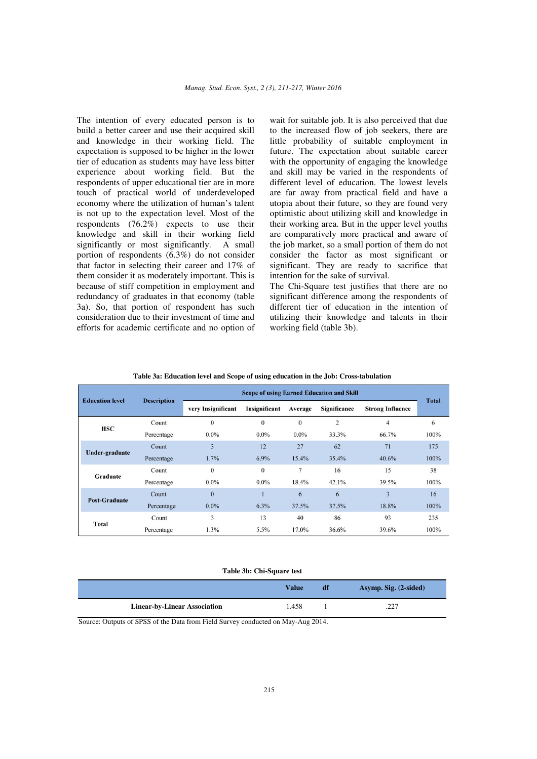The intention of every educated person is to build a better career and use their acquired skill and knowledge in their working field. The expectation is supposed to be higher in the lower tier of education as students may have less bitter experience about working field. But the respondents of upper educational tier are in more touch of practical world of underdeveloped economy where the utilization of human's talent is not up to the expectation level. Most of the respondents (76.2%) expects to use their knowledge and skill in their working field significantly or most significantly. A small portion of respondents (6.3%) do not consider that factor in selecting their career and 17% of them consider it as moderately important. This is because of stiff competition in employment and redundancy of graduates in that economy (table 3a). So, that portion of respondent has such consideration due to their investment of time and efforts for academic certificate and no option of wait for suitable job. It is also perceived that due to the increased flow of job seekers, there are little probability of suitable employment in future. The expectation about suitable career with the opportunity of engaging the knowledge and skill may be varied in the respondents of different level of education. The lowest levels are far away from practical field and have a utopia about their future, so they are found very optimistic about utilizing skill and knowledge in their working area. But in the upper level youths are comparatively more practical and aware of the job market, so a small portion of them do not consider the factor as most significant or significant. They are ready to sacrifice that intention for the sake of survival.

The Chi-Square test justifies that there are no significant difference among the respondents of different tier of education in the intention of utilizing their knowledge and talents in their working field (table 3b).

**Table 3a: Education level and Scope of using education in the Job: Cross-tabulation**

| Education level | Description | Scope of using Earned Education and Skill | | | | | Total |
|---|---|---|---|---|---|---|---|
| | | very Insignificant | Insignificant | Average | Significance | Strong Influence | |
| HSC | Count | 0 | 0 | 0 | 2 | 4 | 6 |
| | Percentage | 0.0% | 0.0% | 0.0% | 33.3% | 66.7% | 100% |
| Under-graduate | Count | 3 | 12 | 27 | 62 | 71 | 175 |
| | Percentage | 1.7% | 6.9% | 15.4% | 35.4% | 40.6% | 100% |
| Graduate | Count | 0 | 0 | 7 | 16 | 15 | 38 |
| | Percentage | 0.0% | 0.0% | 18.4% | 42.1% | 39.5% | 100% |
| Post-Graduate | Count | 0 | 1 | 6 | 6 | 3 | 16 |
| | Percentage | 0.0% | 6.3% | 37.5% | 37.5% | 18.8% | 100% |
| Total | Count | 3 | 13 | 40 | 86 | 93 | 235 |
| | Percentage | 1.3% | 5.5% | 17.0% | 36.6% | 39.6% | 100% |

**Table 3b: Chi-Square test**

| | Value | df | Asymp. Sig. (2-sided) |
|---|---|---|---|
| Linear-by-Linear Association | 1.458 | 1 | .227 |

Source: Outputs of SPSS of the Data from Field Survey conducted on May-Aug 2014.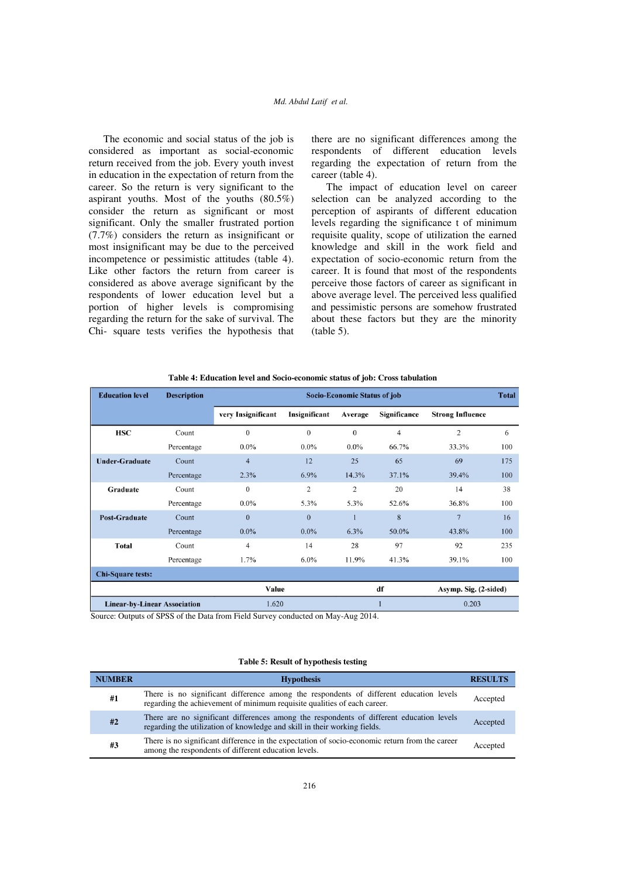The economic and social status of the job is considered as important as social-economic return received from the job. Every youth invest in education in the expectation of return from the career. So the return is very significant to the aspirant youths. Most of the youths (80.5%) consider the return as significant or most significant. Only the smaller frustrated portion (7.7%) considers the return as insignificant or most insignificant may be due to the perceived incompetence or pessimistic attitudes (table 4). Like other factors the return from career is considered as above average significant by the respondents of lower education level but a portion of higher levels is compromising regarding the return for the sake of survival. The Chi- square tests verifies the hypothesis that there are no significant differences among the respondents of different education levels regarding the expectation of return from the career (table 4).

The impact of education level on career selection can be analyzed according to the perception of aspirants of different education levels regarding the significance t of minimum requisite quality, scope of utilization the earned knowledge and skill in the work field and expectation of socio-economic return from the career. It is found that most of the respondents perceive those factors of career as significant in above average level. The perceived less qualified and pessimistic persons are somehow frustrated about these factors but they are the minority (table 5).

**Table 4: Education level and Socio-economic status of job: Cross tabulation**

| Education level | Description | Socio-Economic Status of job | | | | | Total |
|---|---|---|---|---|---|---|---|
| | | very Insignificant | Insignificant | Average | Significance | Strong Influence | |
| HSC | Count | 0 | 0 | 0 | 4 | 2 | 6 |
| | Percentage | 0.0% | 0.0% | 0.0% | 66.7% | 33.3% | 100 |
| Under-Graduate | Count | 4 | 12 | 25 | 65 | 69 | 175 |
| | Percentage | 2.3% | 6.9% | 14.3% | 37.1% | 39.4% | 100 |
| Graduate | Count | 0 | 2 | 2 | 20 | 14 | 38 |
| | Percentage | 0.0% | 5.3% | 5.3% | 52.6% | 36.8% | 100 |
| Post-Graduate | Count | 0 | 0 | 1 | 8 | 7 | 16 |
| | Percentage | 0.0% | 0.0% | 6.3% | 50.0% | 43.8% | 100 |
| Total | Count | 4 | 14 | 28 | 97 | 92 | 235 |
| | Percentage | 1.7% | 6.0% | 11.9% | 41.3% | 39.1% | 100 |
| Chi-Square tests: | | | | | | | |
| | | Value | | df | | Asymp. Sig. (2-sided) | |
| Linear-by-Linear Association | | 1.620 | | 1 | | 0.203 | |

Source: Outputs of SPSS of the Data from Field Survey conducted on May-Aug 2014.

**Table 5: Result of hypothesis testing**

| NUMBER | Hypothesis | RESULTS |
|---|---|---|
| #1 | There is no significant difference among the respondents of different education levels regarding the achievement of minimum requisite qualities of each career. | Accepted |
| #2 | There are no significant differences among the respondents of different education levels regarding the utilization of knowledge and skill in their working fields. | Accepted |
| #3 | There is no significant difference in the expectation of socio-economic return from the career among the respondents of different education levels. | Accepted |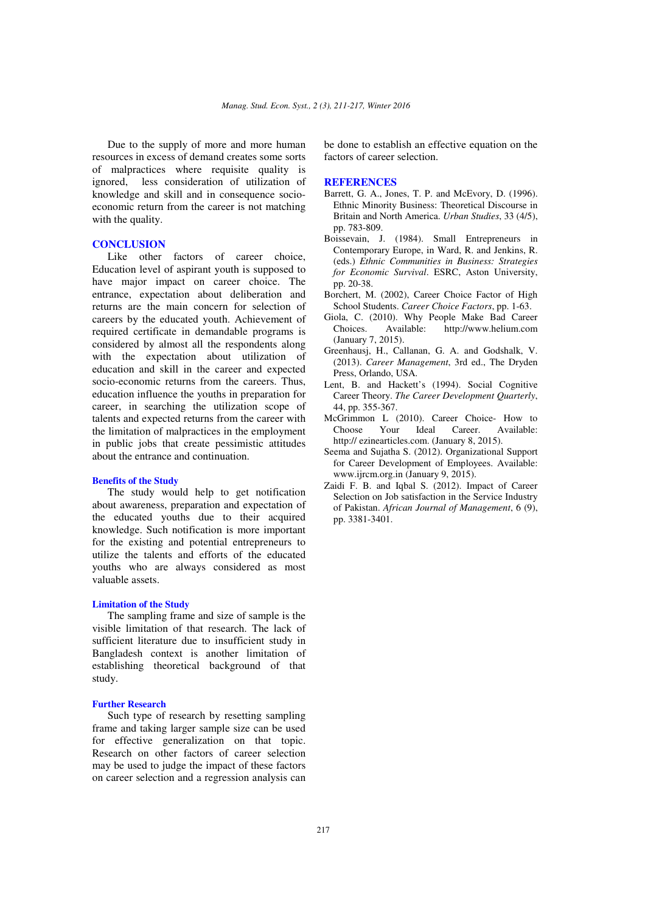Due to the supply of more and more human resources in excess of demand creates some sorts of malpractices where requisite quality is ignored, less consideration of utilization of knowledge and skill and in consequence socio-economic return from the career is not matching with the quality.

## CONCLUSION

Like other factors of career choice, Education level of aspirant youth is supposed to have major impact on career choice. The entrance, expectation about deliberation and returns are the main concern for selection of careers by the educated youth. Achievement of required certificate in demandable programs is considered by almost all the respondents along with the expectation about utilization of education and skill in the career and expected socio-economic returns from the careers. Thus, education influence the youths in preparation for career, in searching the utilization scope of talents and expected returns from the career with the limitation of malpractices in the employment in public jobs that create pessimistic attitudes about the entrance and continuation.

### Benefits of the Study

The study would help to get notification about awareness, preparation and expectation of the educated youths due to their acquired knowledge. Such notification is more important for the existing and potential entrepreneurs to utilize the talents and efforts of the educated youths who are always considered as most valuable assets.

### Limitation of the Study

The sampling frame and size of sample is the visible limitation of that research. The lack of sufficient literature due to insufficient study in Bangladesh context is another limitation of establishing theoretical background of that study.

### Further Research

Such type of research by resetting sampling frame and taking larger sample size can be used for effective generalization on that topic. Research on other factors of career selection may be used to judge the impact of these factors on career selection and a regression analysis can be done to establish an effective equation on the factors of career selection.

## REFERENCES

Barrett, G. A., Jones, T. P. and McEvory, D. (1996). Ethnic Minority Business: Theoretical Discourse in Britain and North America. *Urban Studies*, 33 (4/5), pp. 783-809.

Boissevain, J. (1984). Small Entrepreneurs in Contemporary Europe, in Ward, R. and Jenkins, R. (eds.) *Ethnic Communities in Business: Strategies for Economic Survival*. ESRC, Aston University, pp. 20-38.

Borchert, M. (2002), Career Choice Factor of High School Students. *Career Choice Factors*, pp. 1-63.

Giola, C. (2010). Why People Make Bad Career Choices. Available: http://www.helium.com (January 7, 2015).

Greenhausj, H., Callanan, G. A. and Godshalk, V. (2013). *Career Management*, 3rd ed., The Dryden Press, Orlando, USA.

Lent, B. and Hackett's (1994). Social Cognitive Career Theory. *The Career Development Quarterly*, 44, pp. 355-367.

McGrimmon L (2010). Career Choice- How to Choose Your Ideal Career. Available: http:// ezinearticles.com. (January 8, 2015).

Seema and Sujatha S. (2012). Organizational Support for Career Development of Employees. Available: www.ijrcm.org.in (January 9, 2015).

Zaidi F. B. and Iqbal S. (2012). Impact of Career Selection on Job satisfaction in the Service Industry of Pakistan. *African Journal of Management*, 6 (9), pp. 3381-3401.